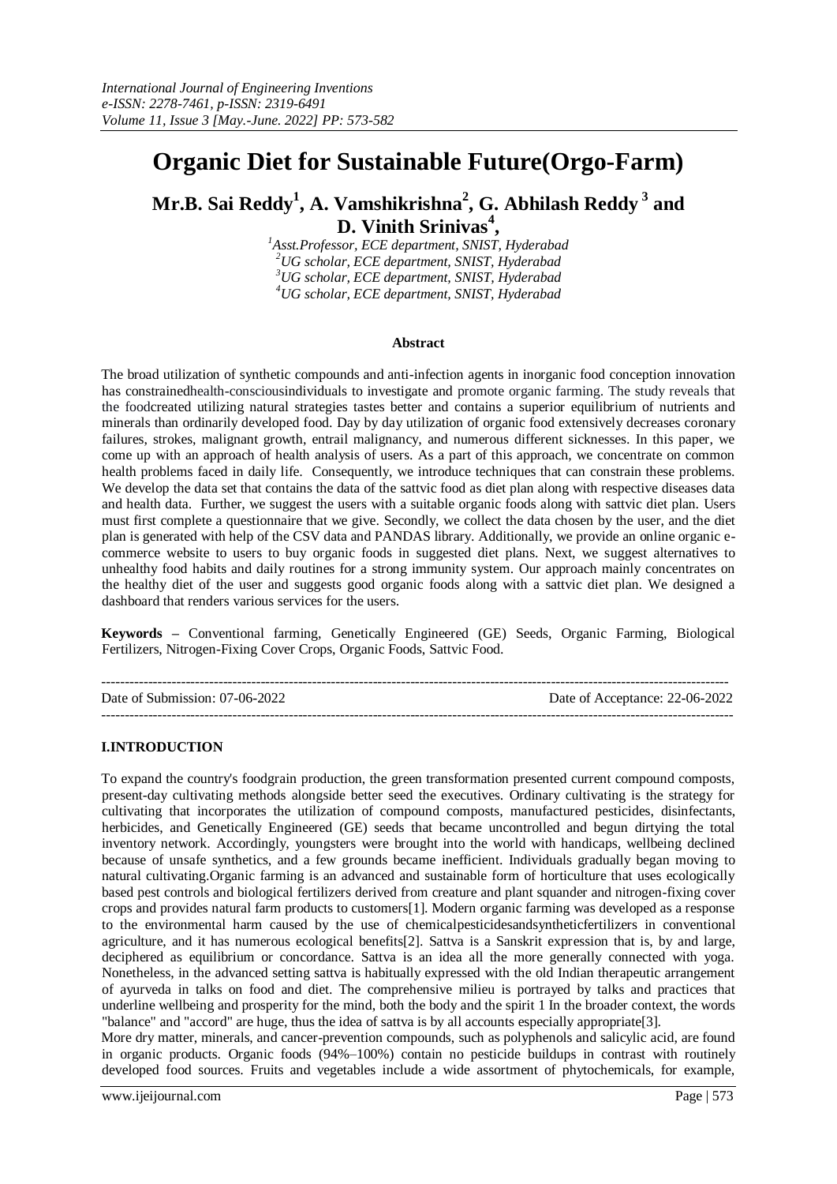# Organic Diet for Sustainable Future(Orgo-Farm)

**Mr.B. Sai Reddy[1], A. Vamshikrishna[2], G. Abhilash Reddy [3] and D. Vinith Srinivas[4],**

*[1]Asst.Professor, ECE department, SNIST, Hyderabad*
*[2]UG scholar, ECE department, SNIST, Hyderabad*
*[3]UG scholar, ECE department, SNIST, Hyderabad*
*[4]UG scholar, ECE department, SNIST, Hyderabad*

### Abstract

The broad utilization of synthetic compounds and anti-infection agents in inorganic food conception innovation has constrainedhealth-consciousindividuals to investigate and promote organic farming. The study reveals that the foodcreated utilizing natural strategies tastes better and contains a superior equilibrium of nutrients and minerals than ordinarily developed food. Day by day utilization of organic food extensively decreases coronary failures, strokes, malignant growth, entrail malignancy, and numerous different sicknesses. In this paper, we come up with an approach of health analysis of users. As a part of this approach, we concentrate on common health problems faced in daily life. Consequently, we introduce techniques that can constrain these problems. We develop the data set that contains the data of the sattvic food as diet plan along with respective diseases data and health data. Further, we suggest the users with a suitable organic foods along with sattvic diet plan. Users must first complete a questionnaire that we give. Secondly, we collect the data chosen by the user, and the diet plan is generated with help of the CSV data and PANDAS library. Additionally, we provide an online organic e-commerce website to users to buy organic foods in suggested diet plans. Next, we suggest alternatives to unhealthy food habits and daily routines for a strong immunity system. Our approach mainly concentrates on the healthy diet of the user and suggests good organic foods along with a sattvic diet plan. We designed a dashboard that renders various services for the users.

**Keywords –** Conventional farming, Genetically Engineered (GE) Seeds, Organic Farming, Biological Fertilizers, Nitrogen-Fixing Cover Crops, Organic Foods, Sattvic Food.

---

Date of Submission: 07-06-2022 Date of Acceptance: 22-06-2022

---

## I.INTRODUCTION

To expand the country's foodgrain production, the green transformation presented current compound composts, present-day cultivating methods alongside better seed the executives. Ordinary cultivating is the strategy for cultivating that incorporates the utilization of compound composts, manufactured pesticides, disinfectants, herbicides, and Genetically Engineered (GE) seeds that became uncontrolled and begun dirtying the total inventory network. Accordingly, youngsters were brought into the world with handicaps, wellbeing declined because of unsafe synthetics, and a few grounds became inefficient. Individuals gradually began moving to natural cultivating.Organic farming is an advanced and sustainable form of horticulture that uses ecologically based pest controls and biological fertilizers derived from creature and plant squander and nitrogen-fixing cover crops and provides natural farm products to customers[1]. Modern organic farming was developed as a response to the environmental harm caused by the use of chemicalpesticidesandsyntheticfertilizers in conventional agriculture, and it has numerous ecological benefits[2]. Sattva is a Sanskrit expression that is, by and large, deciphered as equilibrium or concordance. Sattva is an idea all the more generally connected with yoga. Nonetheless, in the advanced setting sattva is habitually expressed with the old Indian therapeutic arrangement of ayurveda in talks on food and diet. The comprehensive milieu is portrayed by talks and practices that underline wellbeing and prosperity for the mind, both the body and the spirit 1 In the broader context, the words "balance" and "accord" are huge, thus the idea of sattva is by all accounts especially appropriate[3].

More dry matter, minerals, and cancer-prevention compounds, such as polyphenols and salicylic acid, are found in organic products. Organic foods (94%–100%) contain no pesticide buildups in contrast with routinely developed food sources. Fruits and vegetables include a wide assortment of phytochemicals, for example,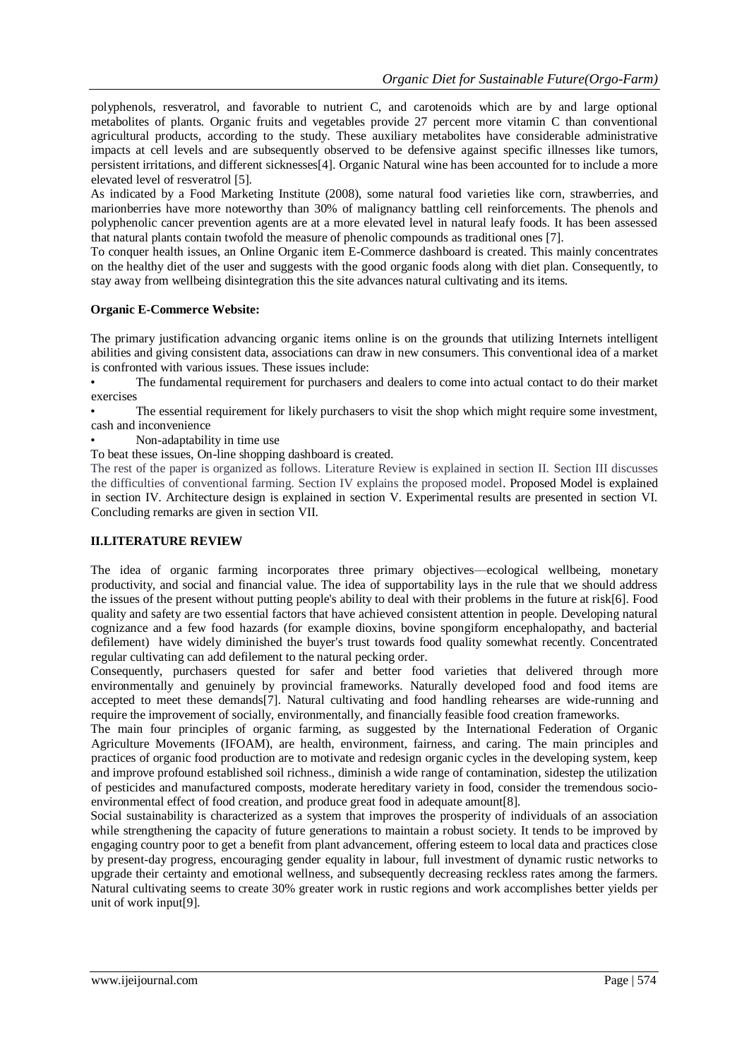polyphenols, resveratrol, and favorable to nutrient C, and carotenoids which are by and large optional metabolites of plants. Organic fruits and vegetables provide 27 percent more vitamin C than conventional agricultural products, according to the study. These auxiliary metabolites have considerable administrative impacts at cell levels and are subsequently observed to be defensive against specific illnesses like tumors, persistent irritations, and different sicknesses[4]. Organic Natural wine has been accounted for to include a more elevated level of resveratrol [5].

As indicated by a Food Marketing Institute (2008), some natural food varieties like corn, strawberries, and marionberries have more noteworthy than 30% of malignancy battling cell reinforcements. The phenols and polyphenolic cancer prevention agents are at a more elevated level in natural leafy foods. It has been assessed that natural plants contain twofold the measure of phenolic compounds as traditional ones [7].

To conquer health issues, an Online Organic item E-Commerce dashboard is created. This mainly concentrates on the healthy diet of the user and suggests with the good organic foods along with diet plan. Consequently, to stay away from wellbeing disintegration this the site advances natural cultivating and its items.

**Organic E-Commerce Website:**

The primary justification advancing organic items online is on the grounds that utilizing Internets intelligent abilities and giving consistent data, associations can draw in new consumers. This conventional idea of a market is confronted with various issues. These issues include:

- The fundamental requirement for purchasers and dealers to come into actual contact to do their market exercises
- The essential requirement for likely purchasers to visit the shop which might require some investment, cash and inconvenience
- Non-adaptability in time use

To beat these issues, On-line shopping dashboard is created.

The rest of the paper is organized as follows. Literature Review is explained in section II. Section III discusses the difficulties of conventional farming. Section IV explains the proposed model. Proposed Model is explained in section IV. Architecture design is explained in section V. Experimental results are presented in section VI. Concluding remarks are given in section VII.

## II.LITERATURE REVIEW

The idea of organic farming incorporates three primary objectives—ecological wellbeing, monetary productivity, and social and financial value. The idea of supportability lays in the rule that we should address the issues of the present without putting people's ability to deal with their problems in the future at risk[6]. Food quality and safety are two essential factors that have achieved consistent attention in people. Developing natural cognizance and a few food hazards (for example dioxins, bovine spongiform encephalopathy, and bacterial defilement) have widely diminished the buyer's trust towards food quality somewhat recently. Concentrated regular cultivating can add defilement to the natural pecking order.

Consequently, purchasers quested for safer and better food varieties that delivered through more environmentally and genuinely by provincial frameworks. Naturally developed food and food items are accepted to meet these demands[7]. Natural cultivating and food handling rehearses are wide-running and require the improvement of socially, environmentally, and financially feasible food creation frameworks.

The main four principles of organic farming, as suggested by the International Federation of Organic Agriculture Movements (IFOAM), are health, environment, fairness, and caring. The main principles and practices of organic food production are to motivate and redesign organic cycles in the developing system, keep and improve profound established soil richness., diminish a wide range of contamination, sidestep the utilization of pesticides and manufactured composts, moderate hereditary variety in food, consider the tremendous socio-environmental effect of food creation, and produce great food in adequate amount[8].

Social sustainability is characterized as a system that improves the prosperity of individuals of an association while strengthening the capacity of future generations to maintain a robust society. It tends to be improved by engaging country poor to get a benefit from plant advancement, offering esteem to local data and practices close by present-day progress, encouraging gender equality in labour, full investment of dynamic rustic networks to upgrade their certainty and emotional wellness, and subsequently decreasing reckless rates among the farmers. Natural cultivating seems to create 30% greater work in rustic regions and work accomplishes better yields per unit of work input[9].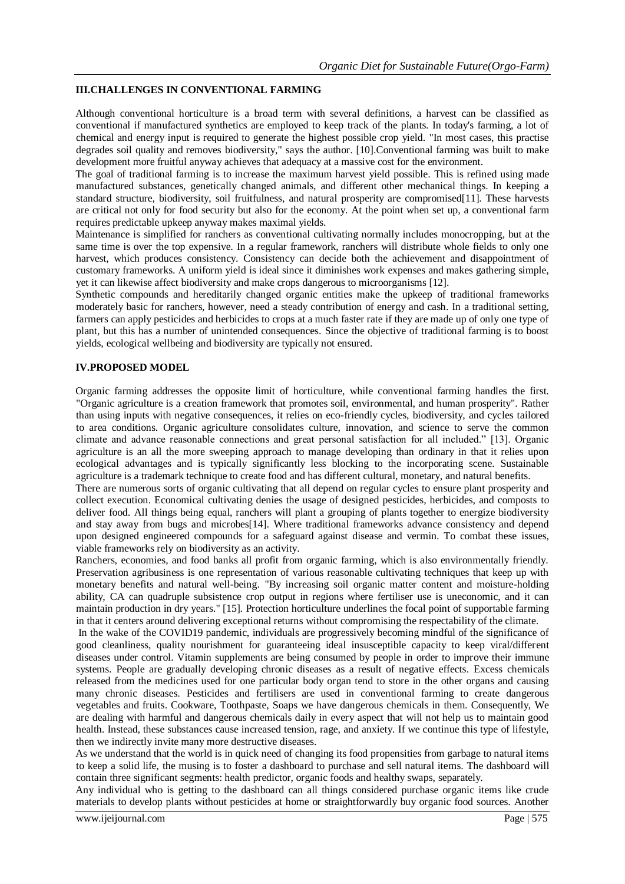## III.CHALLENGES IN CONVENTIONAL FARMING

Although conventional horticulture is a broad term with several definitions, a harvest can be classified as conventional if manufactured synthetics are employed to keep track of the plants. In today's farming, a lot of chemical and energy input is required to generate the highest possible crop yield. "In most cases, this practise degrades soil quality and removes biodiversity," says the author. [10].Conventional farming was built to make development more fruitful anyway achieves that adequacy at a massive cost for the environment.

The goal of traditional farming is to increase the maximum harvest yield possible. This is refined using made manufactured substances, genetically changed animals, and different other mechanical things. In keeping a standard structure, biodiversity, soil fruitfulness, and natural prosperity are compromised[11]. These harvests are critical not only for food security but also for the economy. At the point when set up, a conventional farm requires predictable upkeep anyway makes maximal yields.

Maintenance is simplified for ranchers as conventional cultivating normally includes monocropping, but at the same time is over the top expensive. In a regular framework, ranchers will distribute whole fields to only one harvest, which produces consistency. Consistency can decide both the achievement and disappointment of customary frameworks. A uniform yield is ideal since it diminishes work expenses and makes gathering simple, yet it can likewise affect biodiversity and make crops dangerous to microorganisms [12].

Synthetic compounds and hereditarily changed organic entities make the upkeep of traditional frameworks moderately basic for ranchers, however, need a steady contribution of energy and cash. In a traditional setting, farmers can apply pesticides and herbicides to crops at a much faster rate if they are made up of only one type of plant, but this has a number of unintended consequences. Since the objective of traditional farming is to boost yields, ecological wellbeing and biodiversity are typically not ensured.

## IV.PROPOSED MODEL

Organic farming addresses the opposite limit of horticulture, while conventional farming handles the first. "Organic agriculture is a creation framework that promotes soil, environmental, and human prosperity". Rather than using inputs with negative consequences, it relies on eco-friendly cycles, biodiversity, and cycles tailored to area conditions. Organic agriculture consolidates culture, innovation, and science to serve the common climate and advance reasonable connections and great personal satisfaction for all included." [13]. Organic agriculture is an all the more sweeping approach to manage developing than ordinary in that it relies upon ecological advantages and is typically significantly less blocking to the incorporating scene. Sustainable agriculture is a trademark technique to create food and has different cultural, monetary, and natural benefits.

There are numerous sorts of organic cultivating that all depend on regular cycles to ensure plant prosperity and collect execution. Economical cultivating denies the usage of designed pesticides, herbicides, and composts to deliver food. All things being equal, ranchers will plant a grouping of plants together to energize biodiversity and stay away from bugs and microbes[14]. Where traditional frameworks advance consistency and depend upon designed engineered compounds for a safeguard against disease and vermin. To combat these issues, viable frameworks rely on biodiversity as an activity.

Ranchers, economies, and food banks all profit from organic farming, which is also environmentally friendly. Preservation agribusiness is one representation of various reasonable cultivating techniques that keep up with monetary benefits and natural well-being. "By increasing soil organic matter content and moisture-holding ability, CA can quadruple subsistence crop output in regions where fertiliser use is uneconomic, and it can maintain production in dry years." [15]. Protection horticulture underlines the focal point of supportable farming in that it centers around delivering exceptional returns without compromising the respectability of the climate.

In the wake of the COVID19 pandemic, individuals are progressively becoming mindful of the significance of good cleanliness, quality nourishment for guaranteeing ideal insusceptible capacity to keep viral/different diseases under control. Vitamin supplements are being consumed by people in order to improve their immune systems. People are gradually developing chronic diseases as a result of negative effects. Excess chemicals released from the medicines used for one particular body organ tend to store in the other organs and causing many chronic diseases. Pesticides and fertilisers are used in conventional farming to create dangerous vegetables and fruits. Cookware, Toothpaste, Soaps we have dangerous chemicals in them. Consequently, We are dealing with harmful and dangerous chemicals daily in every aspect that will not help us to maintain good health. Instead, these substances cause increased tension, rage, and anxiety. If we continue this type of lifestyle, then we indirectly invite many more destructive diseases.

As we understand that the world is in quick need of changing its food propensities from garbage to natural items to keep a solid life, the musing is to foster a dashboard to purchase and sell natural items. The dashboard will contain three significant segments: health predictor, organic foods and healthy swaps, separately.

Any individual who is getting to the dashboard can all things considered purchase organic items like crude materials to develop plants without pesticides at home or straightforwardly buy organic food sources. Another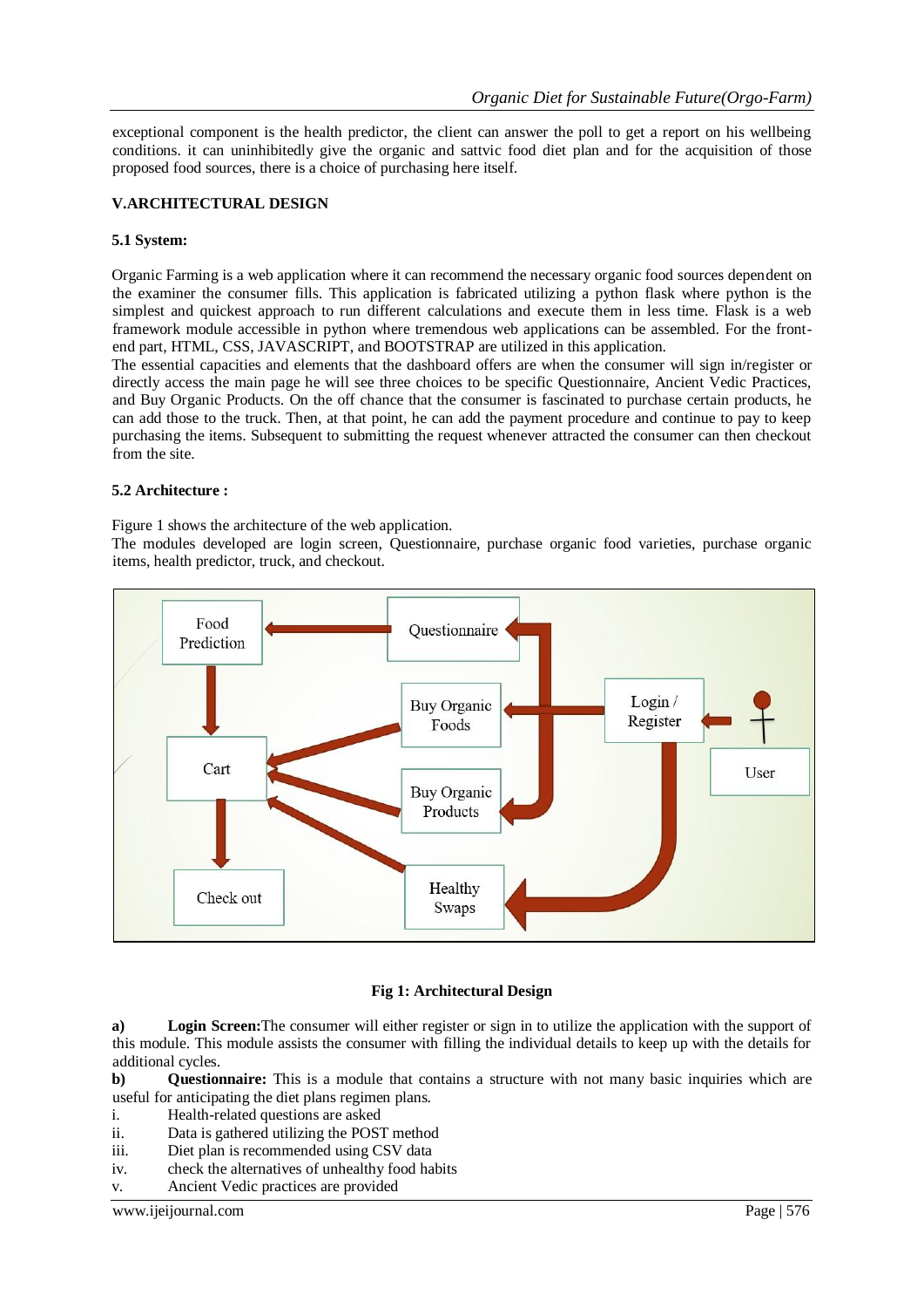exceptional component is the health predictor, the client can answer the poll to get a report on his wellbeing conditions. it can uninhibitedly give the organic and sattvic food diet plan and for the acquisition of those proposed food sources, there is a choice of purchasing here itself.

## V.ARCHITECTURAL DESIGN

### 5.1 System:

Organic Farming is a web application where it can recommend the necessary organic food sources dependent on the examiner the consumer fills. This application is fabricated utilizing a python flask where python is the simplest and quickest approach to run different calculations and execute them in less time. Flask is a web framework module accessible in python where tremendous web applications can be assembled. For the front-end part, HTML, CSS, JAVASCRIPT, and BOOTSTRAP are utilized in this application.

The essential capacities and elements that the dashboard offers are when the consumer will sign in/register or directly access the main page he will see three choices to be specific Questionnaire, Ancient Vedic Practices, and Buy Organic Products. On the off chance that the consumer is fascinated to purchase certain products, he can add those to the truck. Then, at that point, he can add the payment procedure and continue to pay to keep purchasing the items. Subsequent to submitting the request whenever attracted the consumer can then checkout from the site.

### 5.2 Architecture :

Figure 1 shows the architecture of the web application.

The modules developed are login screen, Questionnaire, purchase organic food varieties, purchase organic items, health predictor, truck, and checkout.

**Fig 1: Architectural Design**

**a) Login Screen:**The consumer will either register or sign in to utilize the application with the support of this module. This module assists the consumer with filling the individual details to keep up with the details for additional cycles.

**b) Questionnaire:** This is a module that contains a structure with not many basic inquiries which are useful for anticipating the diet plans regimen plans.

i. Health-related questions are asked
ii. Data is gathered utilizing the POST method
iii. Diet plan is recommended using CSV data
iv. check the alternatives of unhealthy food habits
v. Ancient Vedic practices are provided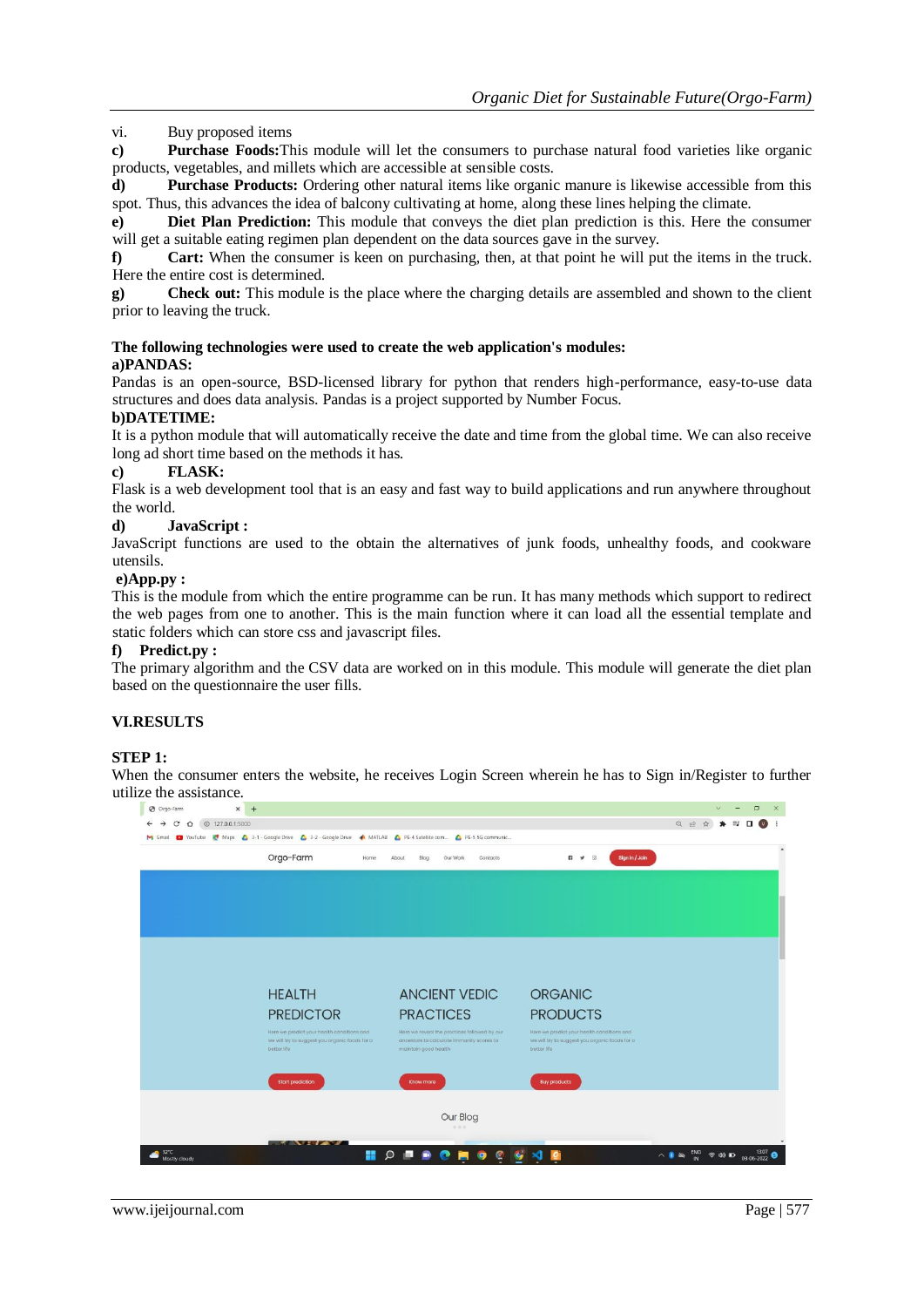vi. Buy proposed items

**c) Purchase Foods:** This module will let the consumers to purchase natural food varieties like organic products, vegetables, and millets which are accessible at sensible costs.

**d) Purchase Products:** Ordering other natural items like organic manure is likewise accessible from this spot. Thus, this advances the idea of balcony cultivating at home, along these lines helping the climate.

**e) Diet Plan Prediction:** This module that conveys the diet plan prediction is this. Here the consumer will get a suitable eating regimen plan dependent on the data sources gave in the survey.

**f) Cart:** When the consumer is keen on purchasing, then, at that point he will put the items in the truck. Here the entire cost is determined.

**g) Check out:** This module is the place where the charging details are assembled and shown to the client prior to leaving the truck.

**The following technologies were used to create the web application's modules:**

**a)PANDAS:**

Pandas is an open-source, BSD-licensed library for python that renders high-performance, easy-to-use data structures and does data analysis. Pandas is a project supported by Number Focus.

**b)DATETIME:**

It is a python module that will automatically receive the date and time from the global time. We can also receive long ad short time based on the methods it has.

**c) FLASK:**

Flask is a web development tool that is an easy and fast way to build applications and run anywhere throughout the world.

**d) JavaScript :**

JavaScript functions are used to the obtain the alternatives of junk foods, unhealthy foods, and cookware utensils.

**e)App.py :**

This is the module from which the entire programme can be run. It has many methods which support to redirect the web pages from one to another. This is the main function where it can load all the essential template and static folders which can store css and javascript files.

**f) Predict.py :**

The primary algorithm and the CSV data are worked on in this module. This module will generate the diet plan based on the questionnaire the user fills.

## VI.RESULTS

**STEP 1:**

When the consumer enters the website, he receives Login Screen wherein he has to Sign in/Register to further utilize the assistance.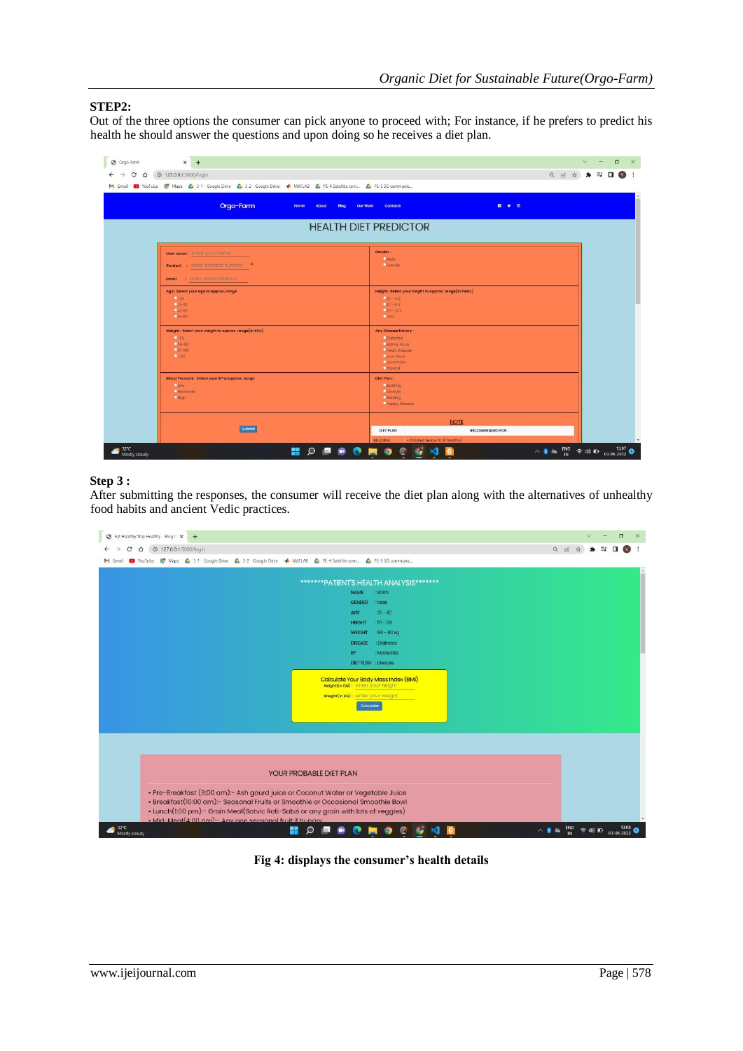**STEP2:**

Out of the three options the consumer can pick anyone to proceed with; For instance, if he prefers to predict his health he should answer the questions and upon doing so he receives a diet plan.

**Step 3 :**

After submitting the responses, the consumer will receive the diet plan along with the alternatives of unhealthy food habits and ancient Vedic practices.

**Fig 4: displays the consumer's health details**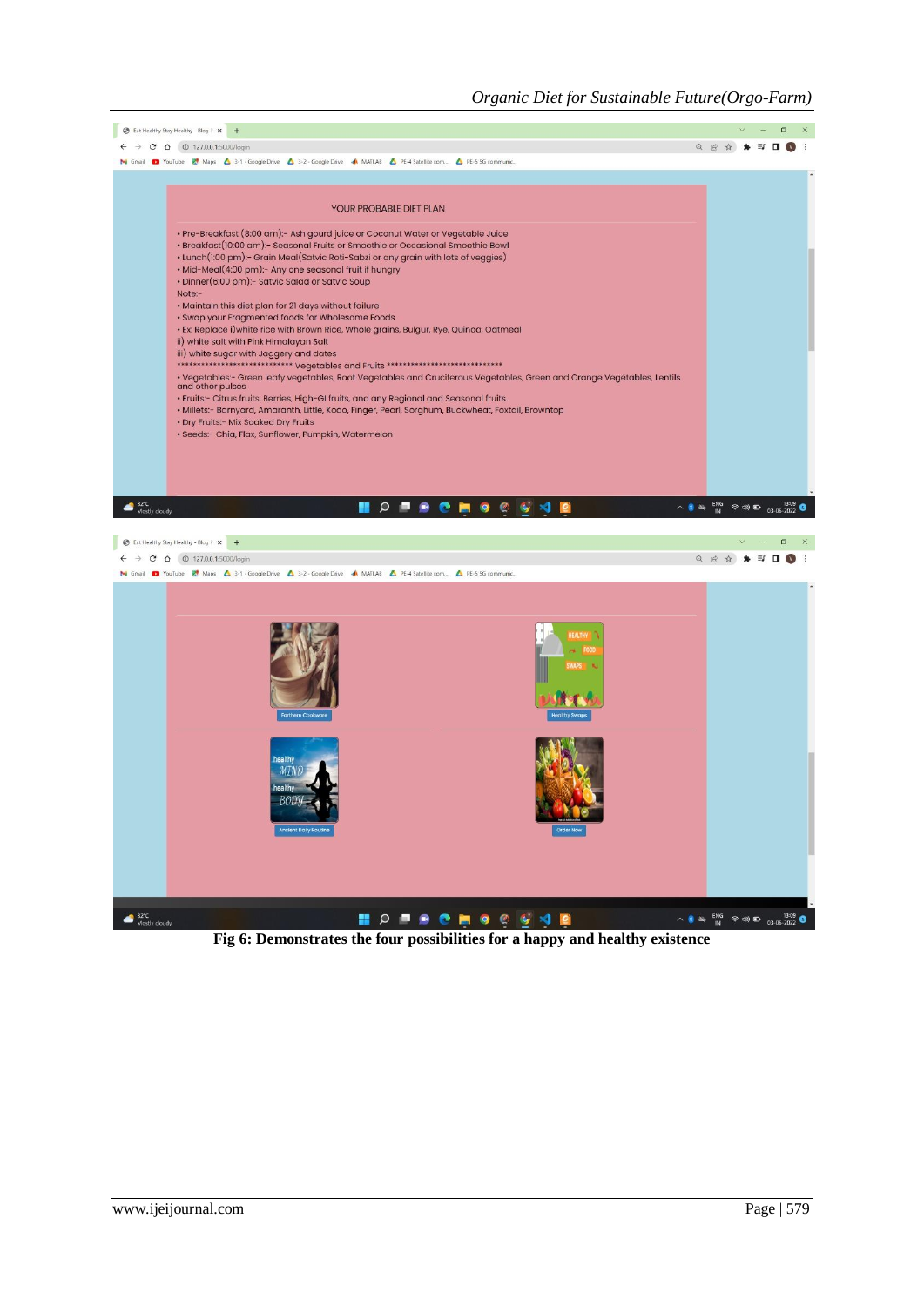YOUR PROBABLE DIET PLAN

- Pre-Breakfast (8:00 am):- Ash gourd juice or Coconut Water or Vegetable Juice
- Breakfast(10:00 am):- Seasonal Fruits or Smoothie or Occasional Smoothie Bowl
- Lunch(1:00 pm):- Grain Meal(Satvic Roti-Sabzi or any grain with lots of veggies)
- Mid-Meal(4:00 pm):- Any one seasonal fruit if hungry
- Dinner(6:00 pm):- Satvic Salad or Satvic Soup

Note:-

- Maintain this diet plan for 21 days without failure
- Swap your Fragmented foods for Wholesome Foods
- Ex: Replace i)white rice with Brown Rice, Whole grains, Bulgur, Rye, Quinoa, Oatmeal

ii) white salt with Pink Himalayan Salt

iii) white sugar with Jaggery and dates

**************************** Vegetables and Fruits ****************************

- Vegetables:- Green leafy vegetables, Root Vegetables and Cruciferous Vegetables, Green and Orange Vegetables, Lentils and other pulses
- Fruits:- Citrus fruits, Berries, High-GI fruits, and any Regional and Seasonal fruits
- Millets:- Barnyard, Amaranth, Little, Kodo, Finger, Pearl, Sorghum, Buckwheat, Foxtail, Browntop
- Dry Fruits:- Mix Soaked Dry Fruits
- Seeds:- Chia, Flax, Sunflower, Pumpkin, Watermelon

Earthern Cookware | Healthy Swaps | Ancient Daily Routine | Order Now

**Fig 6: Demonstrates the four possibilities for a happy and healthy existence**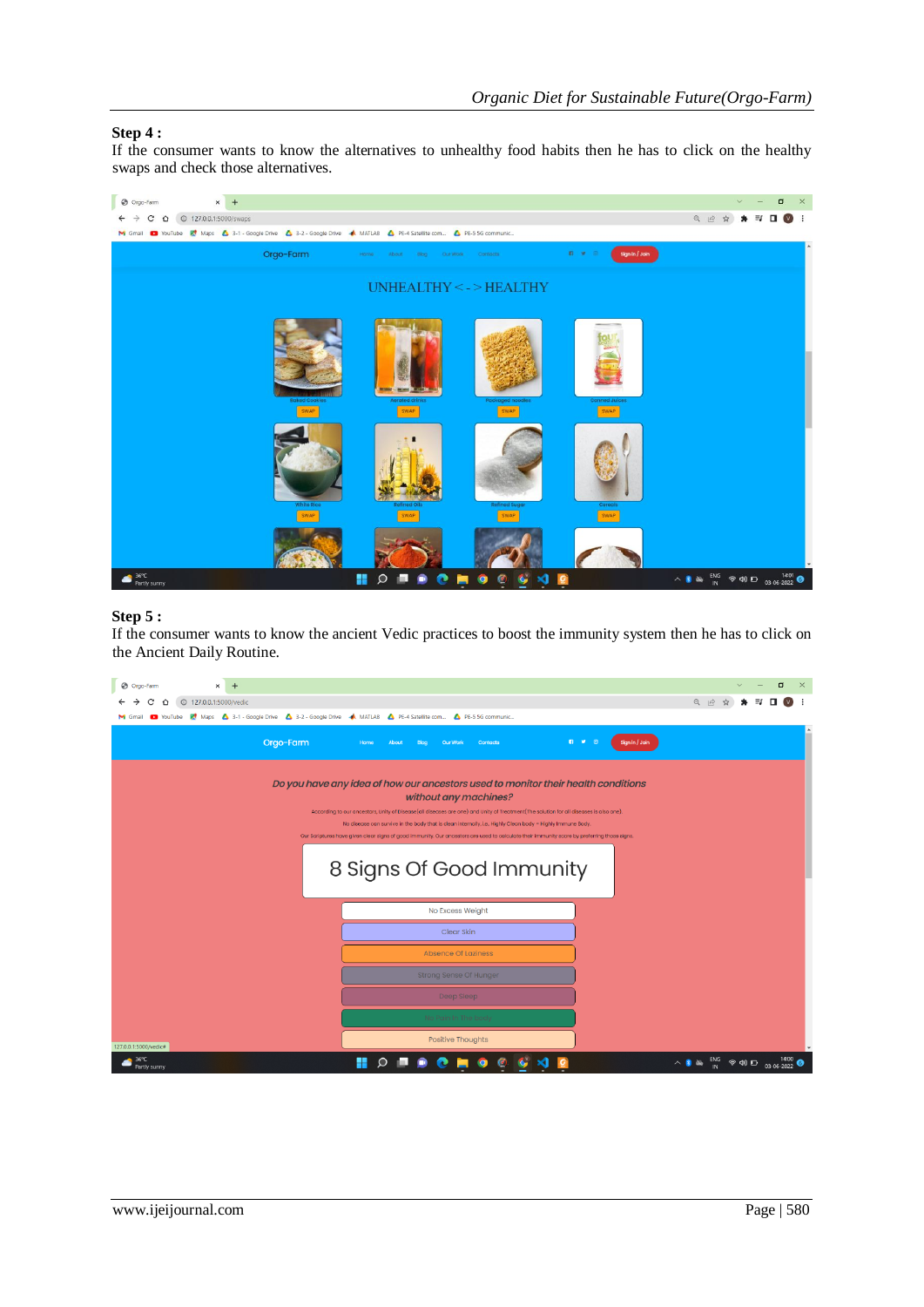**Step 4 :**

If the consumer wants to know the alternatives to unhealthy food habits then he has to click on the healthy swaps and check those alternatives.

**Step 5 :**

If the consumer wants to know the ancient Vedic practices to boost the immunity system then he has to click on the Ancient Daily Routine.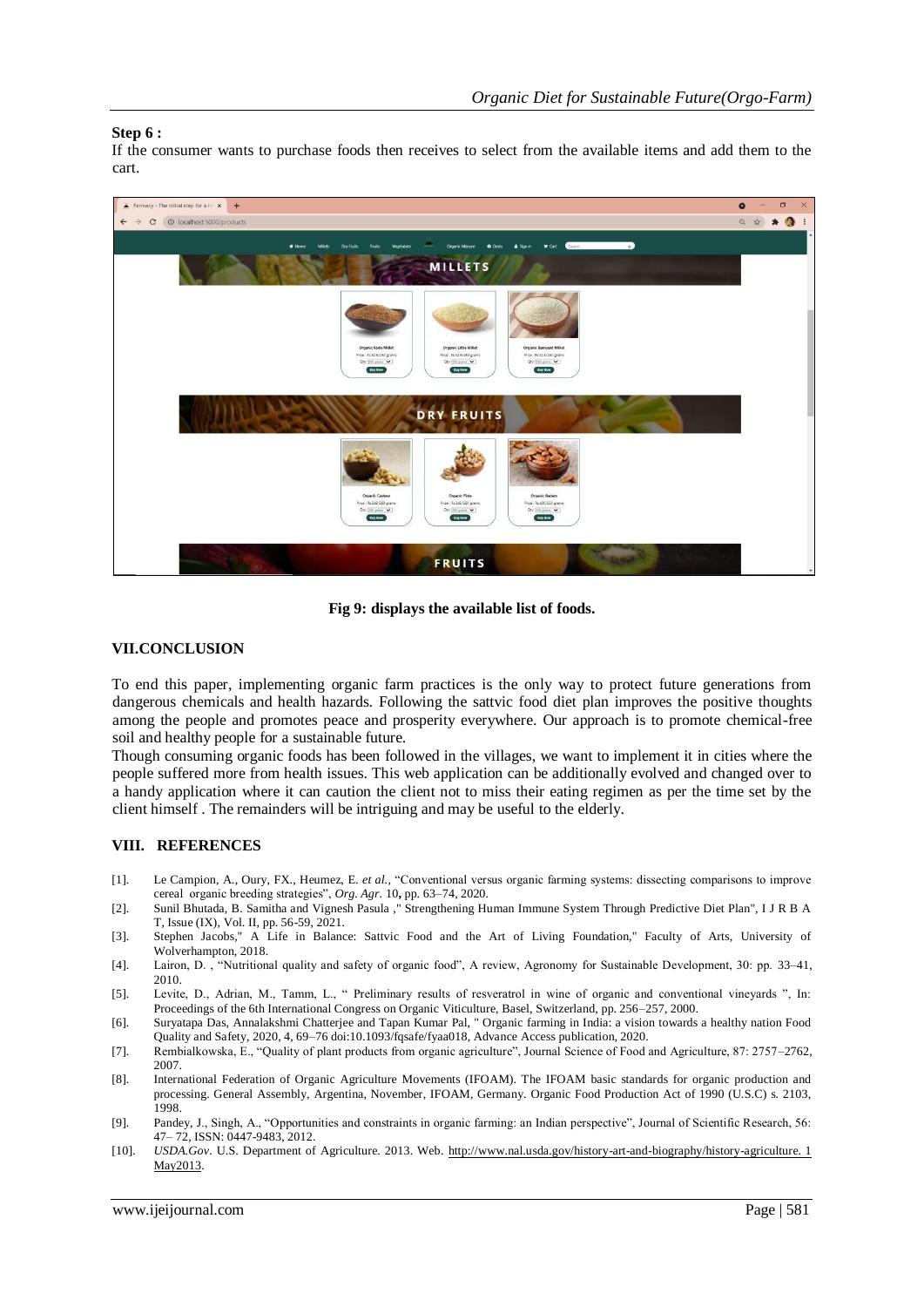**Step 6 :**

If the consumer wants to purchase foods then receives to select from the available items and add them to the cart.

**Fig 9: displays the available list of foods.**

## VII.CONCLUSION

To end this paper, implementing organic farm practices is the only way to protect future generations from dangerous chemicals and health hazards. Following the sattvic food diet plan improves the positive thoughts among the people and promotes peace and prosperity everywhere. Our approach is to promote chemical-free soil and healthy people for a sustainable future.

Though consuming organic foods has been followed in the villages, we want to implement it in cities where the people suffered more from health issues. This web application can be additionally evolved and changed over to a handy application where it can caution the client not to miss their eating regimen as per the time set by the client himself . The remainders will be intriguing and may be useful to the elderly.

## VIII. REFERENCES

[1]. Le Campion, A., Oury, FX., Heumez, E. *et al.*, "Conventional versus organic farming systems: dissecting comparisons to improve cereal organic breeding strategies", *Org. Agr.* 10**,** pp. 63–74, 2020.

[2]. Sunil Bhutada, B. Samitha and Vignesh Pasula ," Strengthening Human Immune System Through Predictive Diet Plan", I J R B A T, Issue (IX), Vol. II, pp. 56-59, 2021.

[3]. Stephen Jacobs," A Life in Balance: Sattvic Food and the Art of Living Foundation," Faculty of Arts, University of Wolverhampton, 2018.

[4]. Lairon, D. , "Nutritional quality and safety of organic food", A review, Agronomy for Sustainable Development, 30: pp. 33–41, 2010.

[5]. Levite, D., Adrian, M., Tamm, L., " Preliminary results of resveratrol in wine of organic and conventional vineyards ", In: Proceedings of the 6th International Congress on Organic Viticulture, Basel, Switzerland, pp. 256–257, 2000.

[6]. Suryatapa Das, Annalakshmi Chatterjee and Tapan Kumar Pal, " Organic farming in India: a vision towards a healthy nation Food Quality and Safety, 2020, 4, 69–76 doi:10.1093/fqsafe/fyaa018, Advance Access publication, 2020.

[7]. Rembialkowska, E., "Quality of plant products from organic agriculture", Journal Science of Food and Agriculture, 87: 2757–2762, 2007.

[8]. International Federation of Organic Agriculture Movements (IFOAM). The IFOAM basic standards for organic production and processing. General Assembly, Argentina, November, IFOAM, Germany. Organic Food Production Act of 1990 (U.S.C) s. 2103, 1998.

[9]. Pandey, J., Singh, A., "Opportunities and constraints in organic farming: an Indian perspective", Journal of Scientific Research, 56: 47– 72, ISSN: 0447-9483, 2012.

[10]. *USDA.Gov*. U.S. Department of Agriculture. 2013. Web. http://www.nal.usda.gov/history-art-and-biography/history-agriculture. 1 May2013.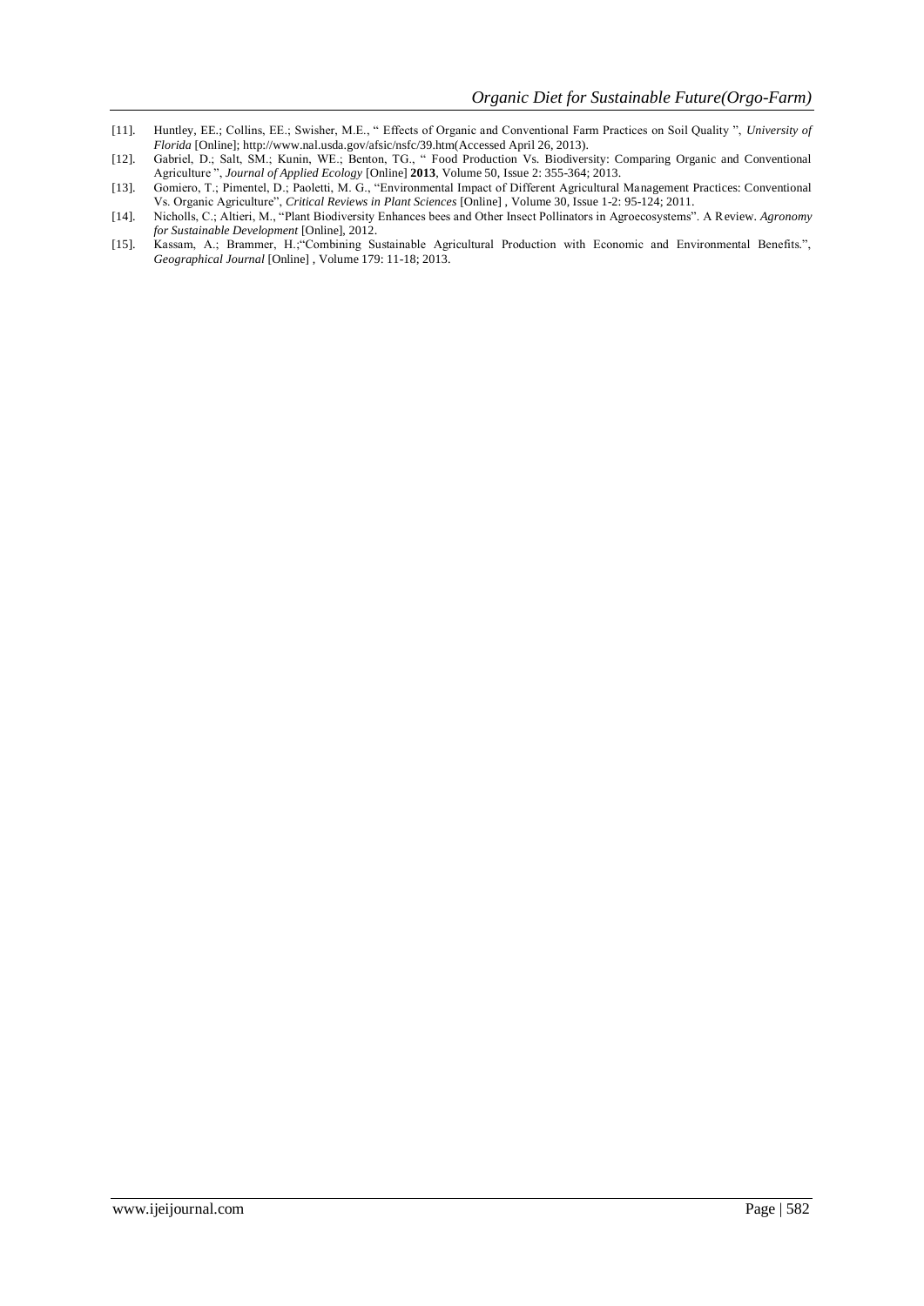[11]. Huntley, EE.; Collins, EE.; Swisher, M.E., " Effects of Organic and Conventional Farm Practices on Soil Quality ", *University of Florida* [Online]; http://www.nal.usda.gov/afsic/nsfc/39.htm(Accessed April 26, 2013).

[12]. Gabriel, D.; Salt, SM.; Kunin, WE.; Benton, TG., " Food Production Vs. Biodiversity: Comparing Organic and Conventional Agriculture ", *Journal of Applied Ecology* [Online] **2013**, Volume 50, Issue 2: 355-364; 2013.

[13]. Gomiero, T.; Pimentel, D.; Paoletti, M. G., "Environmental Impact of Different Agricultural Management Practices: Conventional Vs. Organic Agriculture", *Critical Reviews in Plant Sciences* [Online] , Volume 30, Issue 1-2: 95-124; 2011.

[14]. Nicholls, C.; Altieri, M., "Plant Biodiversity Enhances bees and Other Insect Pollinators in Agroecosystems". A Review. *Agronomy for Sustainable Development* [Online], 2012.

[15]. Kassam, A.; Brammer, H.;"Combining Sustainable Agricultural Production with Economic and Environmental Benefits.", *Geographical Journal* [Online] , Volume 179: 11-18; 2013.